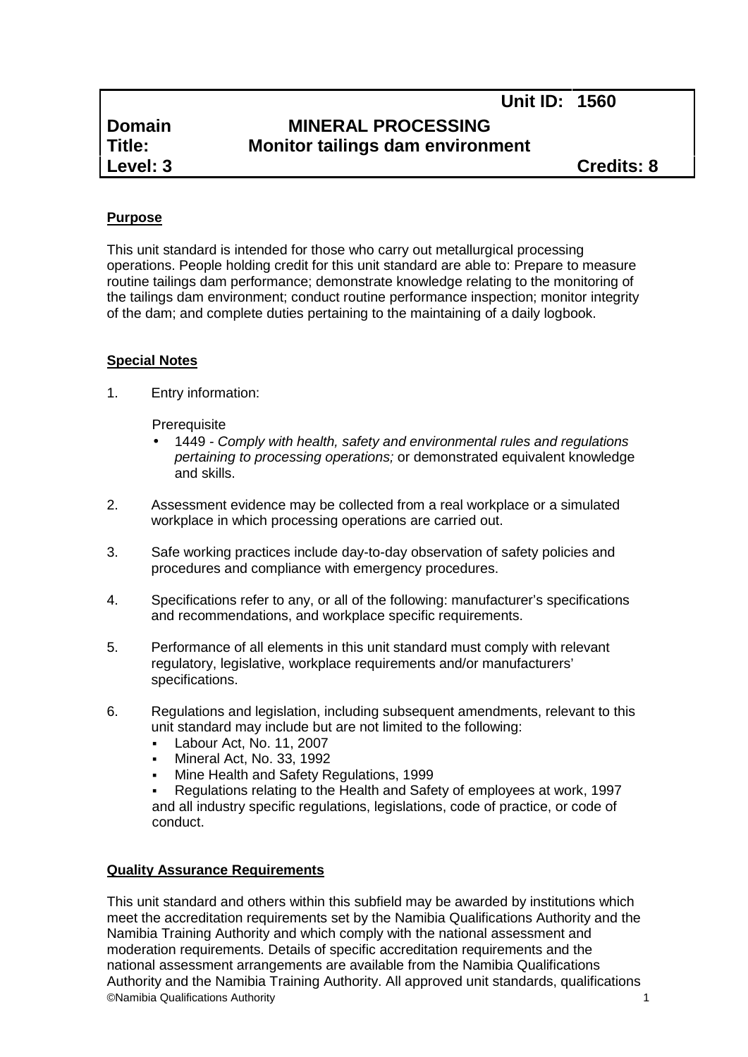| | Unit ID: | 1560 |
|---|---|---|
| **Domain** | **MINERAL PROCESSING** | |
| **Title:** | **Monitor tailings dam environment** | |
| **Level: 3** | | **Credits: 8** |

**Purpose**

This unit standard is intended for those who carry out metallurgical processing operations. People holding credit for this unit standard are able to: Prepare to measure routine tailings dam performance; demonstrate knowledge relating to the monitoring of the tailings dam environment; conduct routine performance inspection; monitor integrity of the dam; and complete duties pertaining to the maintaining of a daily logbook.

**Special Notes**

1. Entry information:

   Prerequisite
   - 1449 - *Comply with health, safety and environmental rules and regulations pertaining to processing operations;* or demonstrated equivalent knowledge and skills.

2. Assessment evidence may be collected from a real workplace or a simulated workplace in which processing operations are carried out.

3. Safe working practices include day-to-day observation of safety policies and procedures and compliance with emergency procedures.

4. Specifications refer to any, or all of the following: manufacturer's specifications and recommendations, and workplace specific requirements.

5. Performance of all elements in this unit standard must comply with relevant regulatory, legislative, workplace requirements and/or manufacturers' specifications.

6. Regulations and legislation, including subsequent amendments, relevant to this unit standard may include but are not limited to the following:
   - Labour Act, No. 11, 2007
   - Mineral Act, No. 33, 1992
   - Mine Health and Safety Regulations, 1999
   - Regulations relating to the Health and Safety of employees at work, 1997

   and all industry specific regulations, legislations, code of practice, or code of conduct.

**Quality Assurance Requirements**

This unit standard and others within this subfield may be awarded by institutions which meet the accreditation requirements set by the Namibia Qualifications Authority and the Namibia Training Authority and which comply with the national assessment and moderation requirements. Details of specific accreditation requirements and the national assessment arrangements are available from the Namibia Qualifications Authority and the Namibia Training Authority. All approved unit standards, qualifications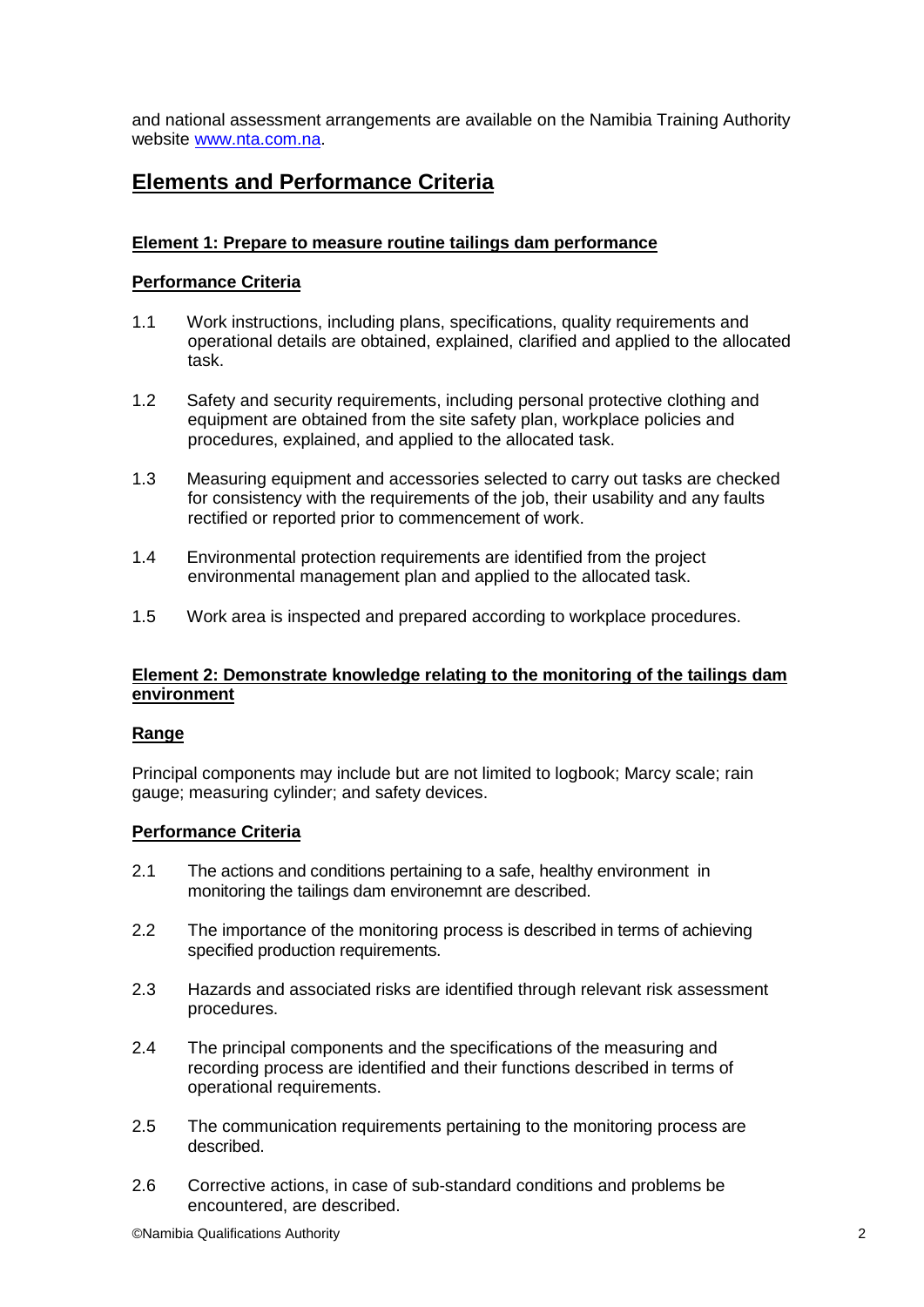and national assessment arrangements are available on the Namibia Training Authority website [www.nta.com.na](http://www.nta.com.na).

## Elements and Performance Criteria

### Element 1: Prepare to measure routine tailings dam performance

#### Performance Criteria

1.1 Work instructions, including plans, specifications, quality requirements and operational details are obtained, explained, clarified and applied to the allocated task.

1.2 Safety and security requirements, including personal protective clothing and equipment are obtained from the site safety plan, workplace policies and procedures, explained, and applied to the allocated task.

1.3 Measuring equipment and accessories selected to carry out tasks are checked for consistency with the requirements of the job, their usability and any faults rectified or reported prior to commencement of work.

1.4 Environmental protection requirements are identified from the project environmental management plan and applied to the allocated task.

1.5 Work area is inspected and prepared according to workplace procedures.

### Element 2: Demonstrate knowledge relating to the monitoring of the tailings dam environment

#### Range

Principal components may include but are not limited to logbook; Marcy scale; rain gauge; measuring cylinder; and safety devices.

#### Performance Criteria

2.1 The actions and conditions pertaining to a safe, healthy environment in monitoring the tailings dam environemnt are described.

2.2 The importance of the monitoring process is described in terms of achieving specified production requirements.

2.3 Hazards and associated risks are identified through relevant risk assessment procedures.

2.4 The principal components and the specifications of the measuring and recording process are identified and their functions described in terms of operational requirements.

2.5 The communication requirements pertaining to the monitoring process are described.

2.6 Corrective actions, in case of sub-standard conditions and problems be encountered, are described.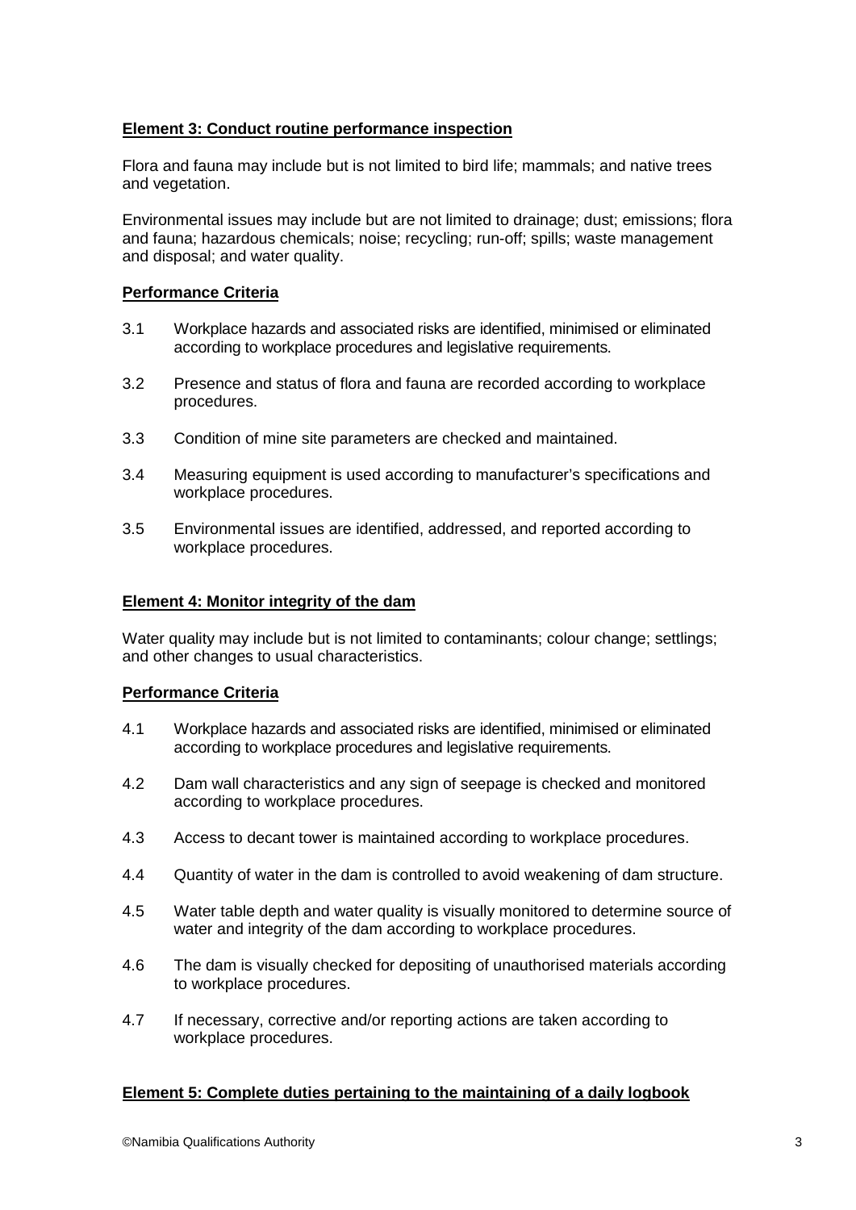**Element 3: Conduct routine performance inspection**

Flora and fauna may include but is not limited to bird life; mammals; and native trees and vegetation.

Environmental issues may include but are not limited to drainage; dust; emissions; flora and fauna; hazardous chemicals; noise; recycling; run-off; spills; waste management and disposal; and water quality.

**Performance Criteria**

3.1 Workplace hazards and associated risks are identified, minimised or eliminated according to workplace procedures and legislative requirements.

3.2 Presence and status of flora and fauna are recorded according to workplace procedures.

3.3 Condition of mine site parameters are checked and maintained.

3.4 Measuring equipment is used according to manufacturer's specifications and workplace procedures.

3.5 Environmental issues are identified, addressed, and reported according to workplace procedures.

**Element 4: Monitor integrity of the dam**

Water quality may include but is not limited to contaminants; colour change; settlings; and other changes to usual characteristics.

**Performance Criteria**

4.1 Workplace hazards and associated risks are identified, minimised or eliminated according to workplace procedures and legislative requirements.

4.2 Dam wall characteristics and any sign of seepage is checked and monitored according to workplace procedures.

4.3 Access to decant tower is maintained according to workplace procedures.

4.4 Quantity of water in the dam is controlled to avoid weakening of dam structure.

4.5 Water table depth and water quality is visually monitored to determine source of water and integrity of the dam according to workplace procedures.

4.6 The dam is visually checked for depositing of unauthorised materials according to workplace procedures.

4.7 If necessary, corrective and/or reporting actions are taken according to workplace procedures.

**Element 5: Complete duties pertaining to the maintaining of a daily logbook**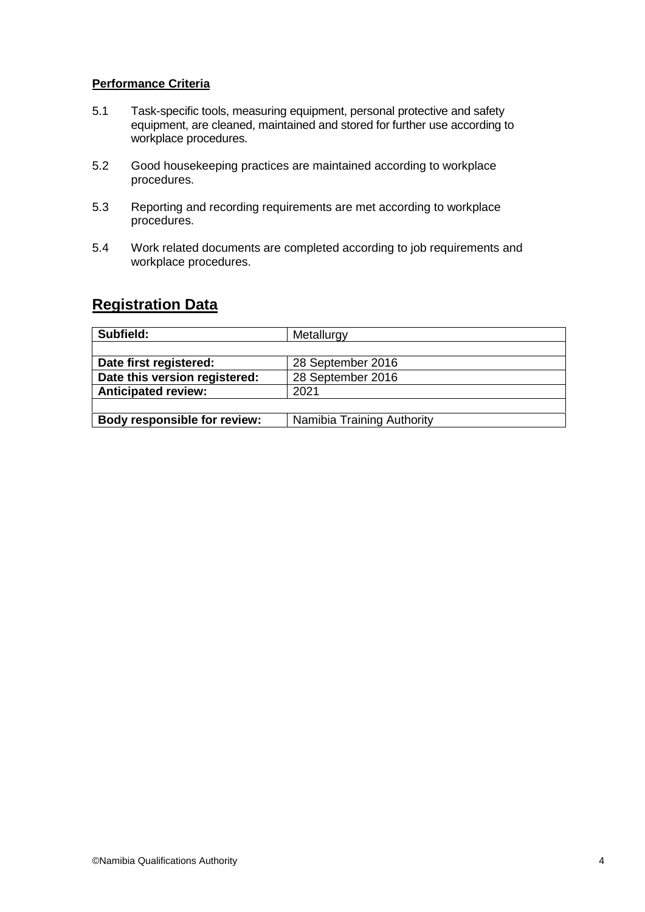**Performance Criteria**

5.1 Task-specific tools, measuring equipment, personal protective and safety equipment, are cleaned, maintained and stored for further use according to workplace procedures.

5.2 Good housekeeping practices are maintained according to workplace procedures.

5.3 Reporting and recording requirements are met according to workplace procedures.

5.4 Work related documents are completed according to job requirements and workplace procedures.

## Registration Data

| | |
|---|---|
| **Subfield:** | Metallurgy |
| | |
| **Date first registered:** | 28 September 2016 |
| **Date this version registered:** | 28 September 2016 |
| **Anticipated review:** | 2021 |
| | |
| **Body responsible for review:** | Namibia Training Authority |

©Namibia Qualifications Authority